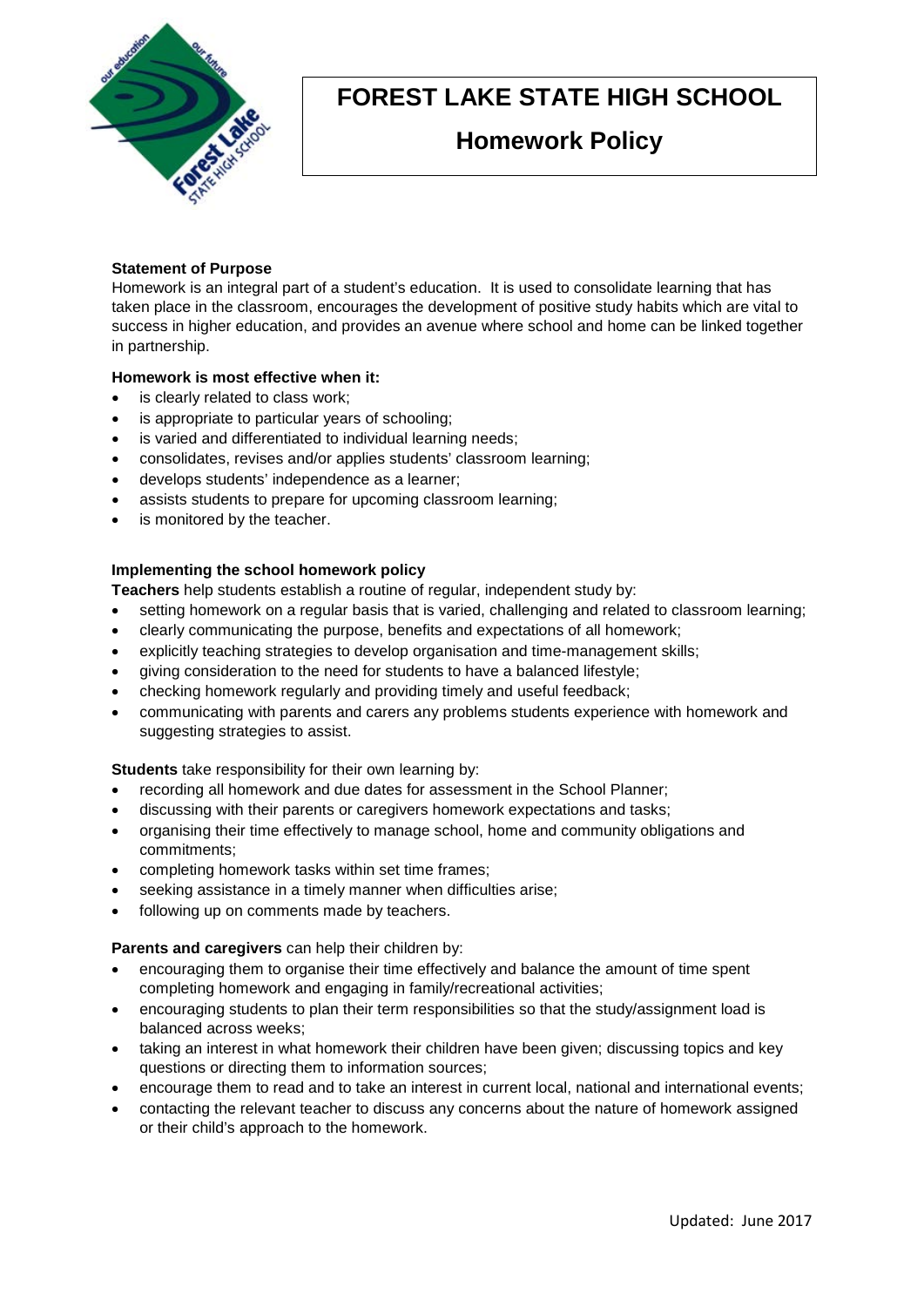# FOREST LAKE STATE HIGH SCHOOL

## Homework Policy

**Statement of Purpose**

Homework is an integral part of a student's education. It is used to consolidate learning that has taken place in the classroom, encourages the development of positive study habits which are vital to success in higher education, and provides an avenue where school and home can be linked together in partnership.

**Homework is most effective when it:**

- is clearly related to class work;
- is appropriate to particular years of schooling;
- is varied and differentiated to individual learning needs;
- consolidates, revises and/or applies students' classroom learning;
- develops students' independence as a learner;
- assists students to prepare for upcoming classroom learning;
- is monitored by the teacher.

**Implementing the school homework policy**

**Teachers** help students establish a routine of regular, independent study by:

- setting homework on a regular basis that is varied, challenging and related to classroom learning;
- clearly communicating the purpose, benefits and expectations of all homework;
- explicitly teaching strategies to develop organisation and time-management skills;
- giving consideration to the need for students to have a balanced lifestyle;
- checking homework regularly and providing timely and useful feedback;
- communicating with parents and carers any problems students experience with homework and suggesting strategies to assist.

**Students** take responsibility for their own learning by:

- recording all homework and due dates for assessment in the School Planner;
- discussing with their parents or caregivers homework expectations and tasks;
- organising their time effectively to manage school, home and community obligations and commitments;
- completing homework tasks within set time frames;
- seeking assistance in a timely manner when difficulties arise;
- following up on comments made by teachers.

**Parents and caregivers** can help their children by:

- encouraging them to organise their time effectively and balance the amount of time spent completing homework and engaging in family/recreational activities;
- encouraging students to plan their term responsibilities so that the study/assignment load is balanced across weeks;
- taking an interest in what homework their children have been given; discussing topics and key questions or directing them to information sources;
- encourage them to read and to take an interest in current local, national and international events;
- contacting the relevant teacher to discuss any concerns about the nature of homework assigned or their child's approach to the homework.

Updated: June 2017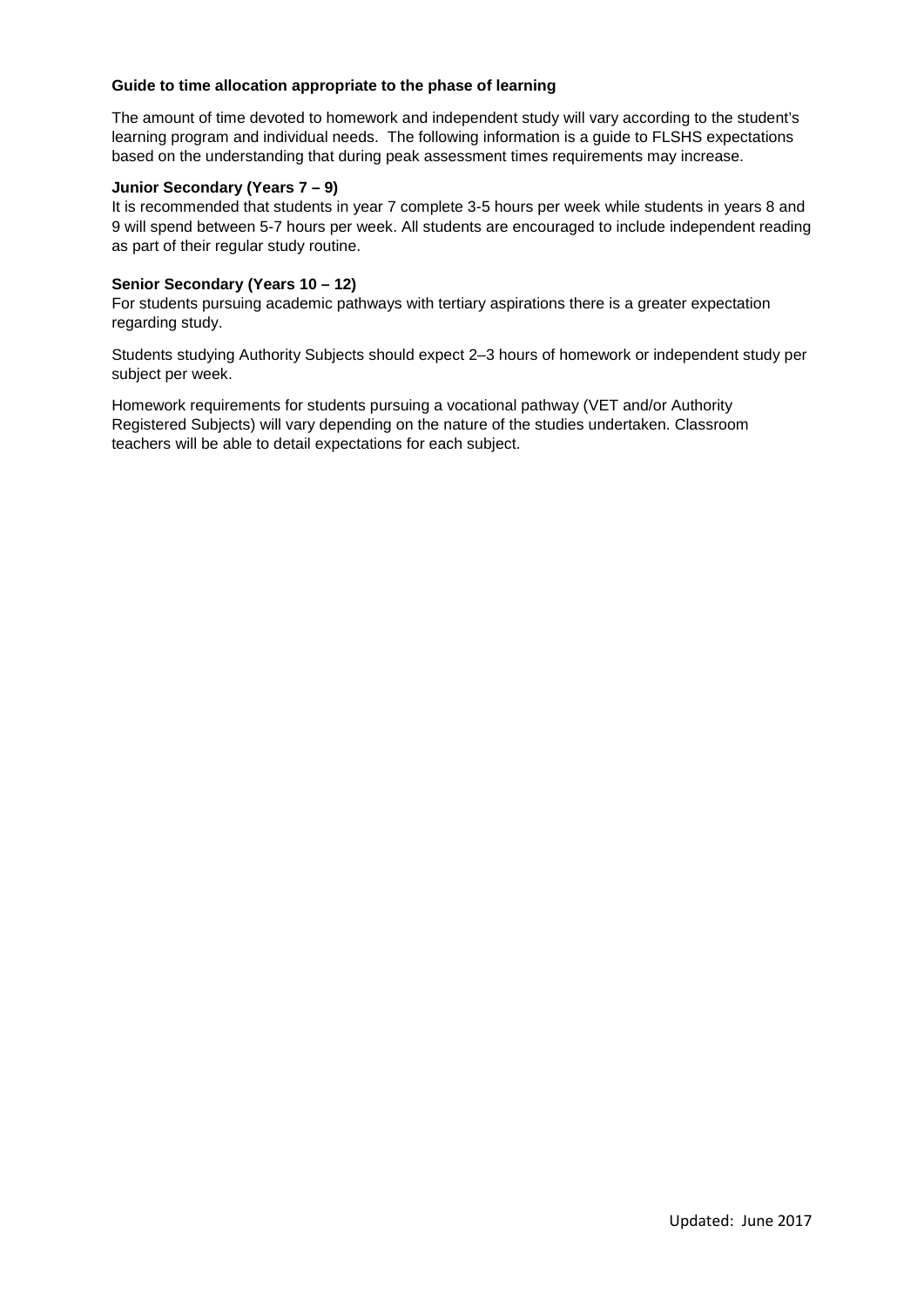**Guide to time allocation appropriate to the phase of learning**

The amount of time devoted to homework and independent study will vary according to the student's learning program and individual needs. The following information is a guide to FLSHS expectations based on the understanding that during peak assessment times requirements may increase.

**Junior Secondary (Years 7 – 9)**

It is recommended that students in year 7 complete 3-5 hours per week while students in years 8 and 9 will spend between 5-7 hours per week. All students are encouraged to include independent reading as part of their regular study routine.

**Senior Secondary (Years 10 – 12)**

For students pursuing academic pathways with tertiary aspirations there is a greater expectation regarding study.

Students studying Authority Subjects should expect 2–3 hours of homework or independent study per subject per week.

Homework requirements for students pursuing a vocational pathway (VET and/or Authority Registered Subjects) will vary depending on the nature of the studies undertaken. Classroom teachers will be able to detail expectations for each subject.

Updated: June 2017